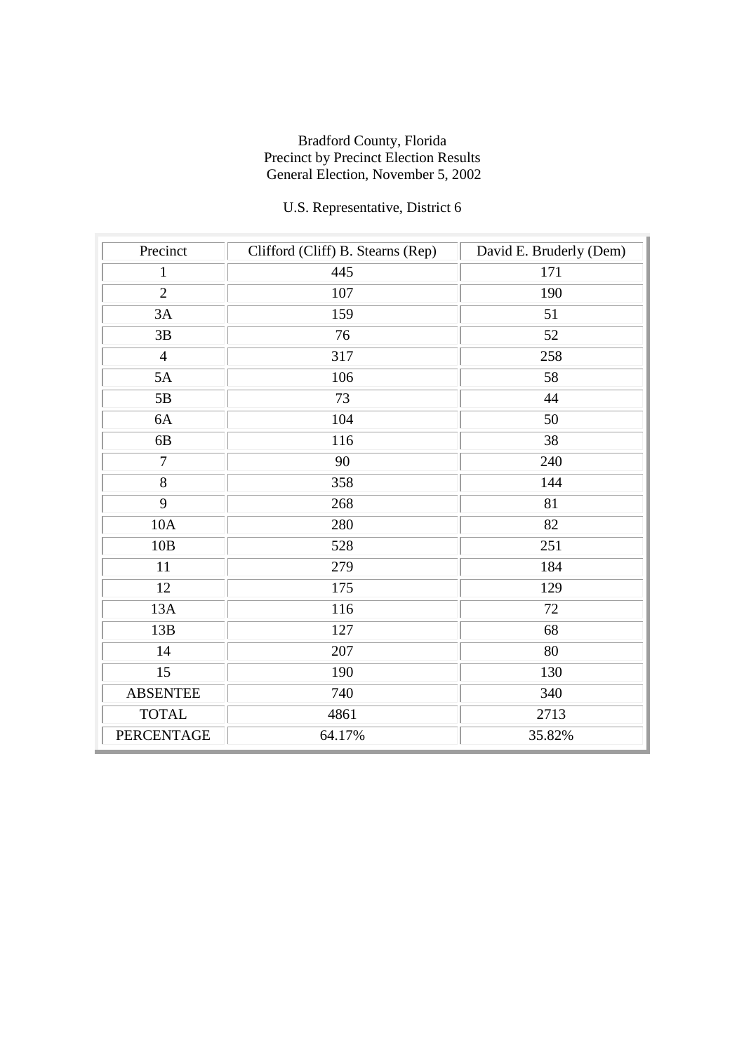Bradford County, Florida
Precinct by Precinct Election Results
General Election, November 5, 2002

U.S. Representative, District 6

| Precinct | Clifford (Cliff) B. Stearns (Rep) | David E. Bruderly (Dem) |
|---|---|---|
| 1 | 445 | 171 |
| 2 | 107 | 190 |
| 3A | 159 | 51 |
| 3B | 76 | 52 |
| 4 | 317 | 258 |
| 5A | 106 | 58 |
| 5B | 73 | 44 |
| 6A | 104 | 50 |
| 6B | 116 | 38 |
| 7 | 90 | 240 |
| 8 | 358 | 144 |
| 9 | 268 | 81 |
| 10A | 280 | 82 |
| 10B | 528 | 251 |
| 11 | 279 | 184 |
| 12 | 175 | 129 |
| 13A | 116 | 72 |
| 13B | 127 | 68 |
| 14 | 207 | 80 |
| 15 | 190 | 130 |
| ABSENTEE | 740 | 340 |
| TOTAL | 4861 | 2713 |
| PERCENTAGE | 64.17% | 35.82% |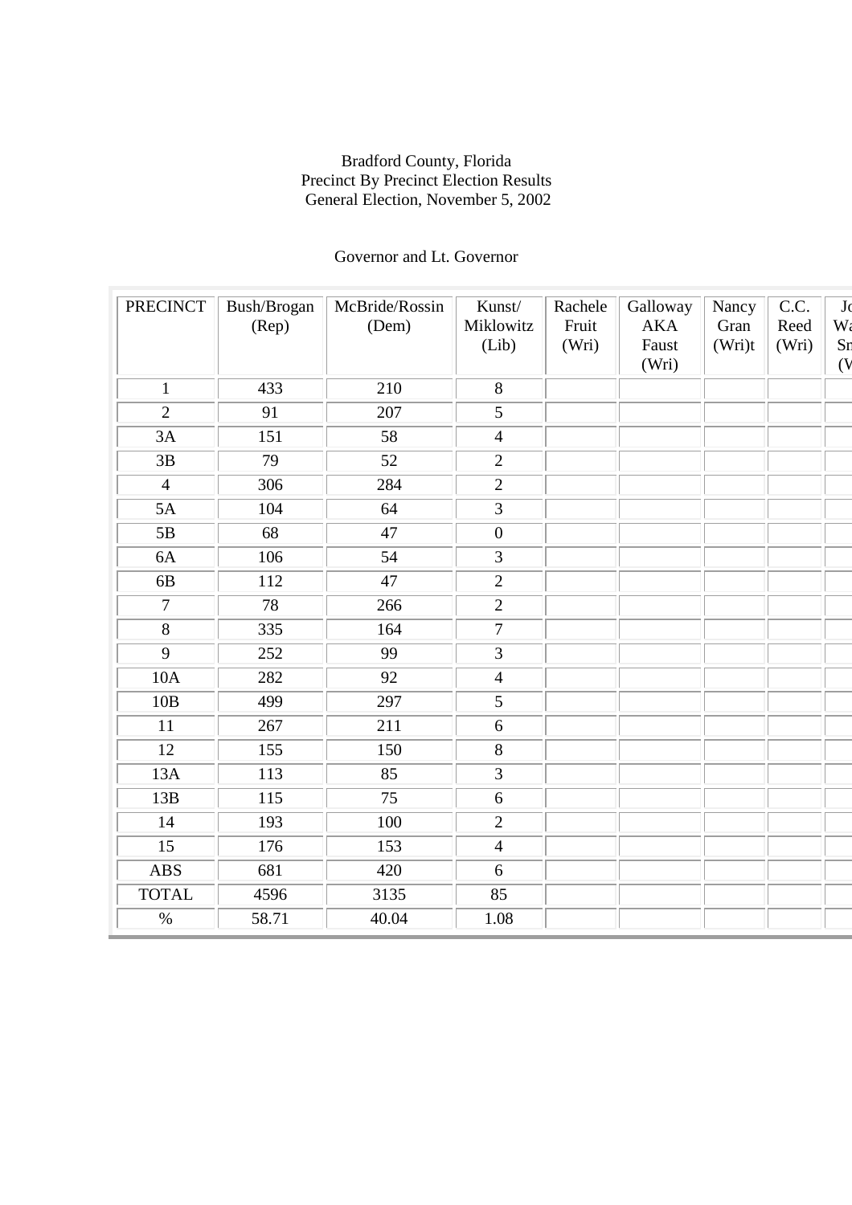Bradford County, Florida
Precinct By Precinct Election Results
General Election, November 5, 2002

Governor and Lt. Governor

| PRECINCT | Bush/Brogan (Rep) | McBride/Rossin (Dem) | Kunst/ Miklowitz (Lib) | Rachele Fruit (Wri) | Galloway AKA Faust (Wri) | Nancy Gran (Wri)t | C.C. Reed (Wri) | Jo Wa Sn (V |
|---|---|---|---|---|---|---|---|---|
| 1 | 433 | 210 | 8 | | | | | |
| 2 | 91 | 207 | 5 | | | | | |
| 3A | 151 | 58 | 4 | | | | | |
| 3B | 79 | 52 | 2 | | | | | |
| 4 | 306 | 284 | 2 | | | | | |
| 5A | 104 | 64 | 3 | | | | | |
| 5B | 68 | 47 | 0 | | | | | |
| 6A | 106 | 54 | 3 | | | | | |
| 6B | 112 | 47 | 2 | | | | | |
| 7 | 78 | 266 | 2 | | | | | |
| 8 | 335 | 164 | 7 | | | | | |
| 9 | 252 | 99 | 3 | | | | | |
| 10A | 282 | 92 | 4 | | | | | |
| 10B | 499 | 297 | 5 | | | | | |
| 11 | 267 | 211 | 6 | | | | | |
| 12 | 155 | 150 | 8 | | | | | |
| 13A | 113 | 85 | 3 | | | | | |
| 13B | 115 | 75 | 6 | | | | | |
| 14 | 193 | 100 | 2 | | | | | |
| 15 | 176 | 153 | 4 | | | | | |
| ABS | 681 | 420 | 6 | | | | | |
| TOTAL | 4596 | 3135 | 85 | | | | | |
| % | 58.71 | 40.04 | 1.08 | | | | | |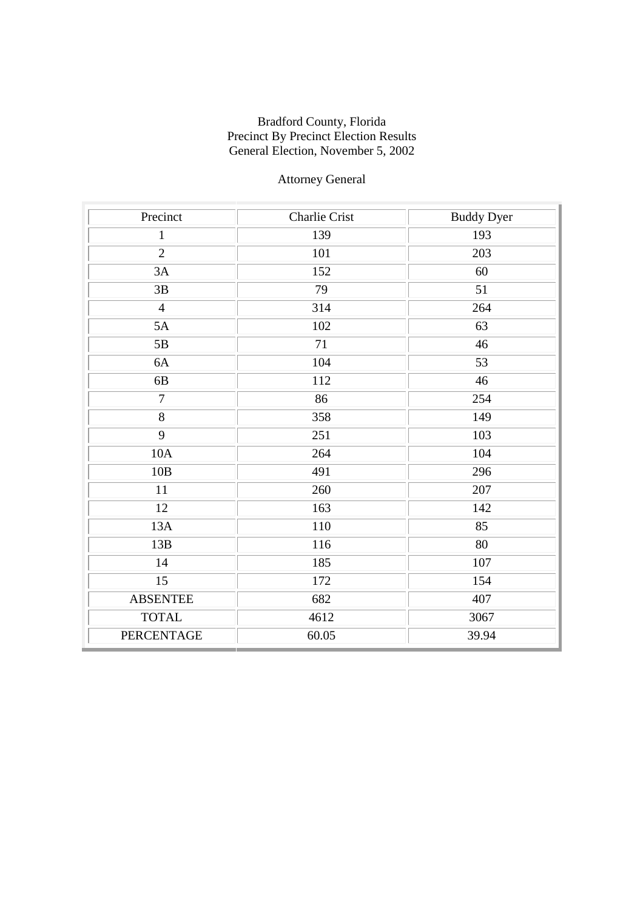Bradford County, Florida
Precinct By Precinct Election Results
General Election, November 5, 2002

Attorney General

| Precinct | Charlie Crist | Buddy Dyer |
|---|---|---|
| 1 | 139 | 193 |
| 2 | 101 | 203 |
| 3A | 152 | 60 |
| 3B | 79 | 51 |
| 4 | 314 | 264 |
| 5A | 102 | 63 |
| 5B | 71 | 46 |
| 6A | 104 | 53 |
| 6B | 112 | 46 |
| 7 | 86 | 254 |
| 8 | 358 | 149 |
| 9 | 251 | 103 |
| 10A | 264 | 104 |
| 10B | 491 | 296 |
| 11 | 260 | 207 |
| 12 | 163 | 142 |
| 13A | 110 | 85 |
| 13B | 116 | 80 |
| 14 | 185 | 107 |
| 15 | 172 | 154 |
| ABSENTEE | 682 | 407 |
| TOTAL | 4612 | 3067 |
| PERCENTAGE | 60.05 | 39.94 |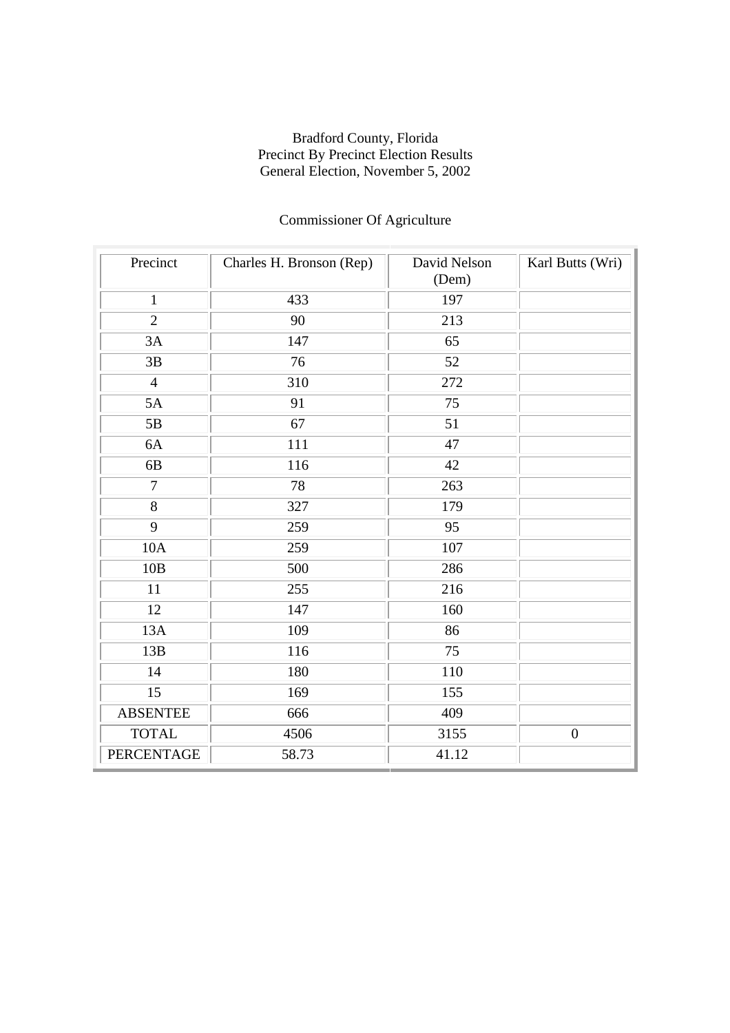Bradford County, Florida
Precinct By Precinct Election Results
General Election, November 5, 2002

Commissioner Of Agriculture

| Precinct | Charles H. Bronson (Rep) | David Nelson (Dem) | Karl Butts (Wri) |
|---|---|---|---|
| 1 | 433 | 197 | |
| 2 | 90 | 213 | |
| 3A | 147 | 65 | |
| 3B | 76 | 52 | |
| 4 | 310 | 272 | |
| 5A | 91 | 75 | |
| 5B | 67 | 51 | |
| 6A | 111 | 47 | |
| 6B | 116 | 42 | |
| 7 | 78 | 263 | |
| 8 | 327 | 179 | |
| 9 | 259 | 95 | |
| 10A | 259 | 107 | |
| 10B | 500 | 286 | |
| 11 | 255 | 216 | |
| 12 | 147 | 160 | |
| 13A | 109 | 86 | |
| 13B | 116 | 75 | |
| 14 | 180 | 110 | |
| 15 | 169 | 155 | |
| ABSENTEE | 666 | 409 | |
| TOTAL | 4506 | 3155 | 0 |
| PERCENTAGE | 58.73 | 41.12 | |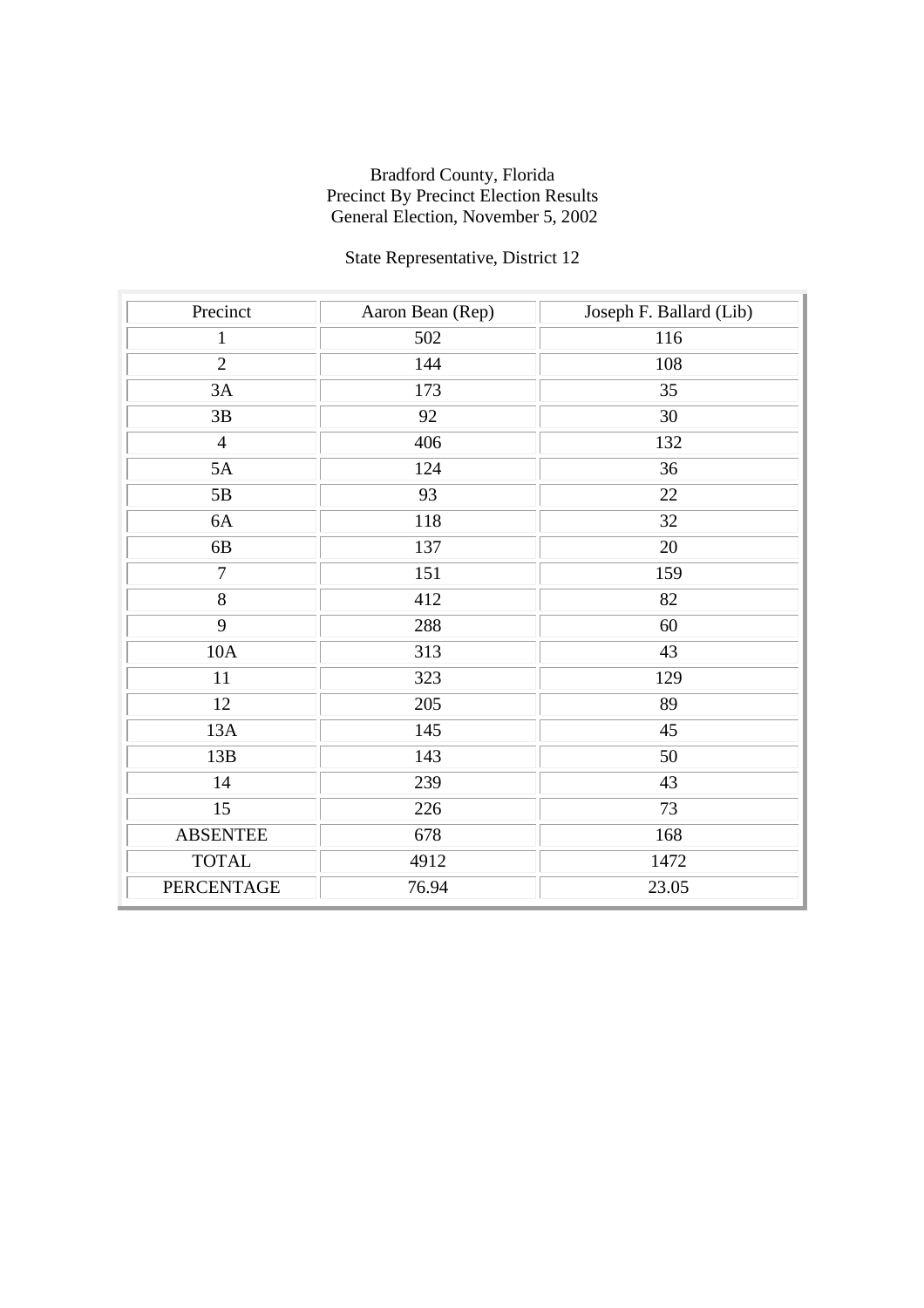Bradford County, Florida
Precinct By Precinct Election Results
General Election, November 5, 2002

State Representative, District 12

| Precinct | Aaron Bean (Rep) | Joseph F. Ballard (Lib) |
|---|---|---|
| 1 | 502 | 116 |
| 2 | 144 | 108 |
| 3A | 173 | 35 |
| 3B | 92 | 30 |
| 4 | 406 | 132 |
| 5A | 124 | 36 |
| 5B | 93 | 22 |
| 6A | 118 | 32 |
| 6B | 137 | 20 |
| 7 | 151 | 159 |
| 8 | 412 | 82 |
| 9 | 288 | 60 |
| 10A | 313 | 43 |
| 11 | 323 | 129 |
| 12 | 205 | 89 |
| 13A | 145 | 45 |
| 13B | 143 | 50 |
| 14 | 239 | 43 |
| 15 | 226 | 73 |
| ABSENTEE | 678 | 168 |
| TOTAL | 4912 | 1472 |
| PERCENTAGE | 76.94 | 23.05 |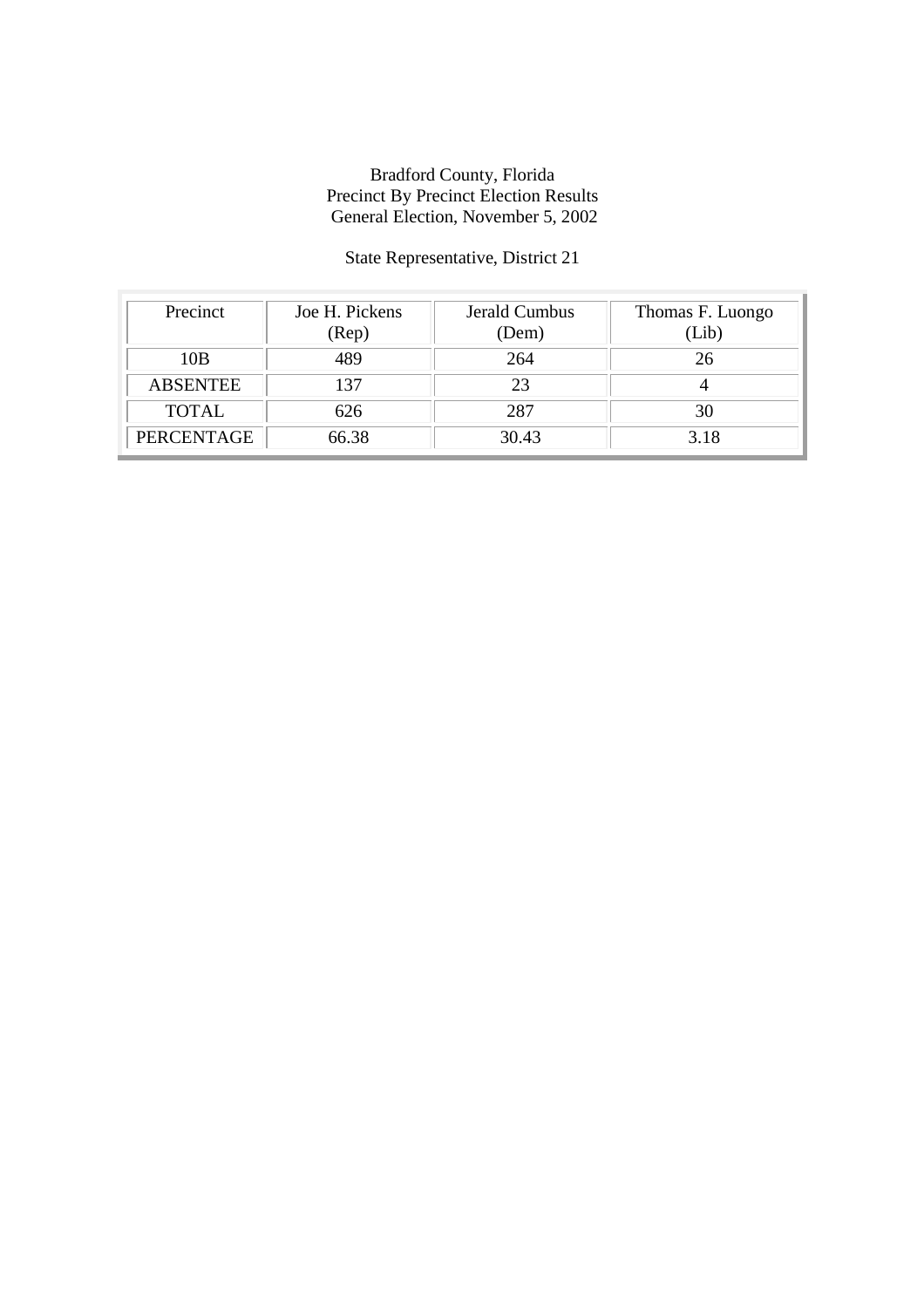Bradford County, Florida
Precinct By Precinct Election Results
General Election, November 5, 2002

State Representative, District 21

| Precinct | Joe H. Pickens (Rep) | Jerald Cumbus (Dem) | Thomas F. Luongo (Lib) |
|---|---|---|---|
| 10B | 489 | 264 | 26 |
| ABSENTEE | 137 | 23 | 4 |
| TOTAL | 626 | 287 | 30 |
| PERCENTAGE | 66.38 | 30.43 | 3.18 |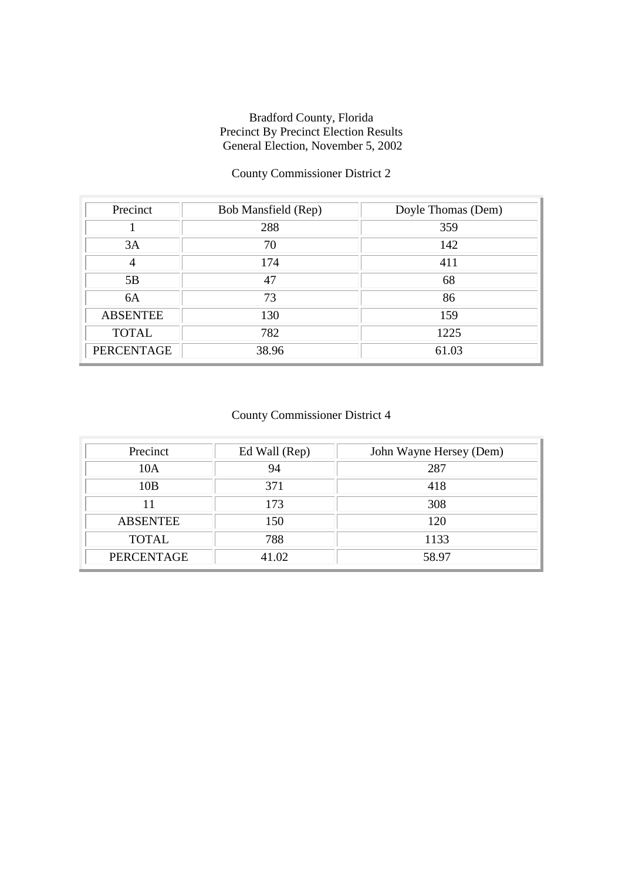Bradford County, Florida
Precinct By Precinct Election Results
General Election, November 5, 2002

County Commissioner District 2

| Precinct | Bob Mansfield (Rep) | Doyle Thomas (Dem) |
|---|---|---|
| 1 | 288 | 359 |
| 3A | 70 | 142 |
| 4 | 174 | 411 |
| 5B | 47 | 68 |
| 6A | 73 | 86 |
| ABSENTEE | 130 | 159 |
| TOTAL | 782 | 1225 |
| PERCENTAGE | 38.96 | 61.03 |

County Commissioner District 4

| Precinct | Ed Wall (Rep) | John Wayne Hersey (Dem) |
|---|---|---|
| 10A | 94 | 287 |
| 10B | 371 | 418 |
| 11 | 173 | 308 |
| ABSENTEE | 150 | 120 |
| TOTAL | 788 | 1133 |
| PERCENTAGE | 41.02 | 58.97 |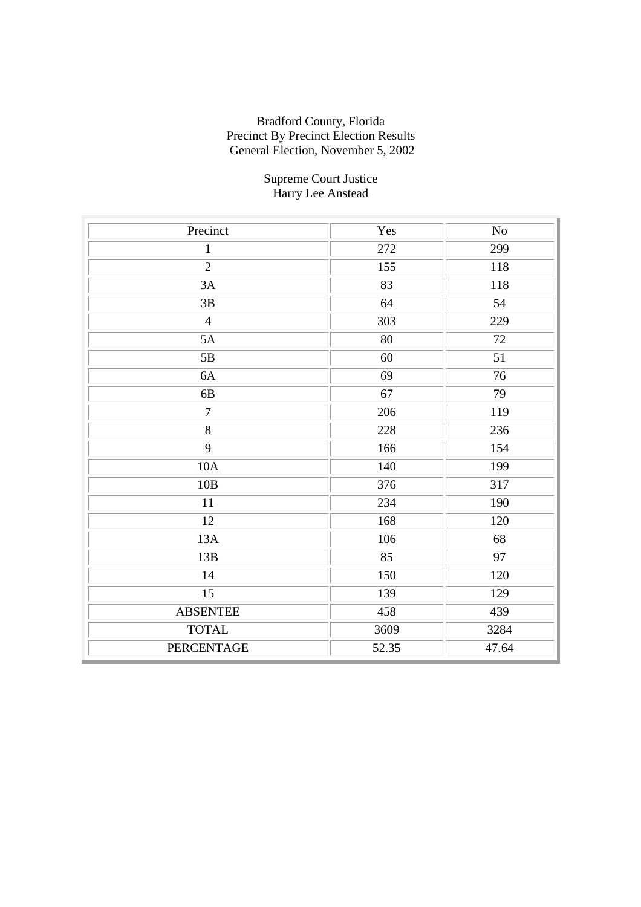Bradford County, Florida
Precinct By Precinct Election Results
General Election, November 5, 2002

Supreme Court Justice
Harry Lee Anstead

| Precinct | Yes | No |
|---|---|---|
| 1 | 272 | 299 |
| 2 | 155 | 118 |
| 3A | 83 | 118 |
| 3B | 64 | 54 |
| 4 | 303 | 229 |
| 5A | 80 | 72 |
| 5B | 60 | 51 |
| 6A | 69 | 76 |
| 6B | 67 | 79 |
| 7 | 206 | 119 |
| 8 | 228 | 236 |
| 9 | 166 | 154 |
| 10A | 140 | 199 |
| 10B | 376 | 317 |
| 11 | 234 | 190 |
| 12 | 168 | 120 |
| 13A | 106 | 68 |
| 13B | 85 | 97 |
| 14 | 150 | 120 |
| 15 | 139 | 129 |
| ABSENTEE | 458 | 439 |
| TOTAL | 3609 | 3284 |
| PERCENTAGE | 52.35 | 47.64 |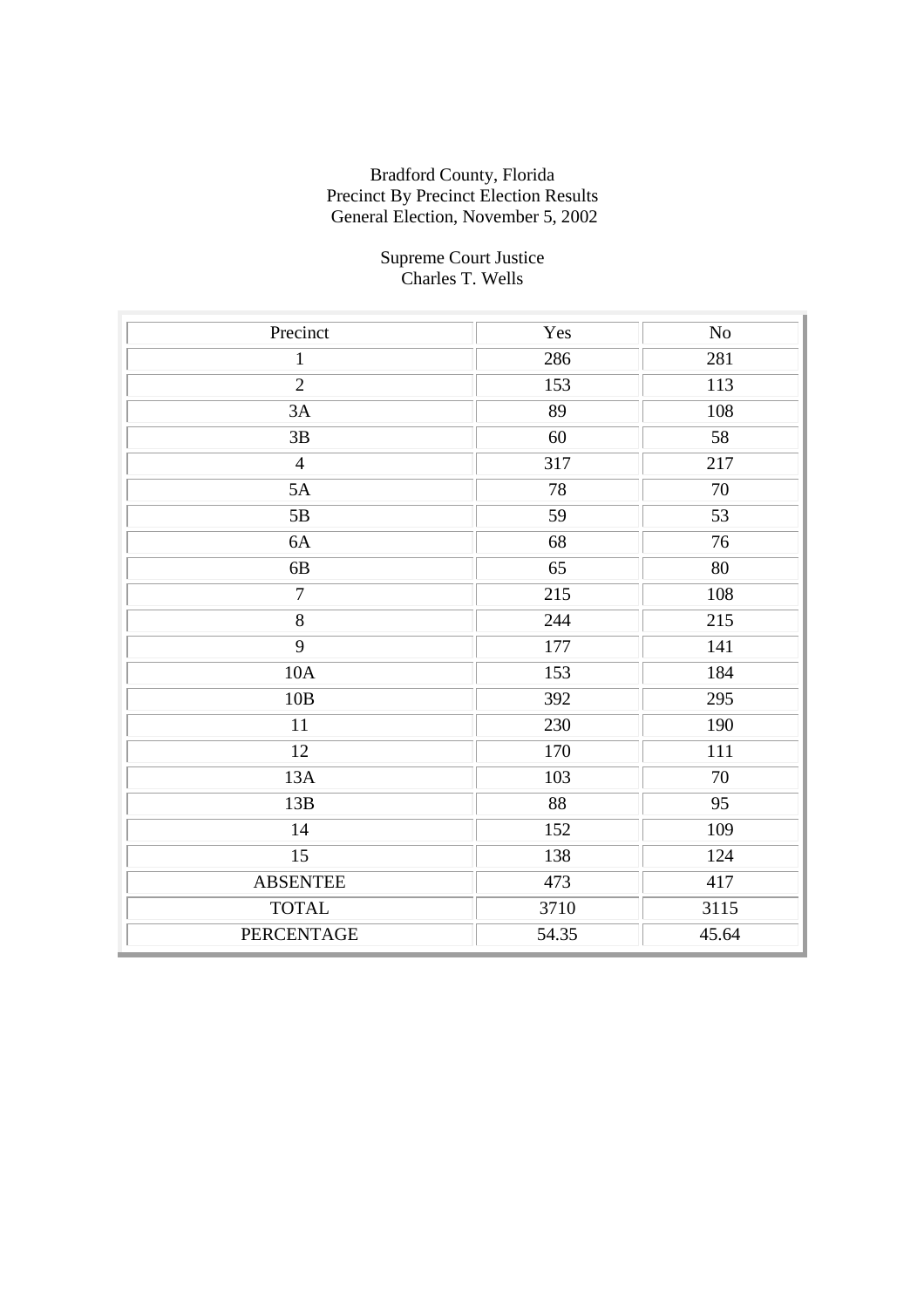Bradford County, Florida
Precinct By Precinct Election Results
General Election, November 5, 2002

Supreme Court Justice
Charles T. Wells

| Precinct | Yes | No |
| --- | --- | --- |
| 1 | 286 | 281 |
| 2 | 153 | 113 |
| 3A | 89 | 108 |
| 3B | 60 | 58 |
| 4 | 317 | 217 |
| 5A | 78 | 70 |
| 5B | 59 | 53 |
| 6A | 68 | 76 |
| 6B | 65 | 80 |
| 7 | 215 | 108 |
| 8 | 244 | 215 |
| 9 | 177 | 141 |
| 10A | 153 | 184 |
| 10B | 392 | 295 |
| 11 | 230 | 190 |
| 12 | 170 | 111 |
| 13A | 103 | 70 |
| 13B | 88 | 95 |
| 14 | 152 | 109 |
| 15 | 138 | 124 |
| ABSENTEE | 473 | 417 |
| TOTAL | 3710 | 3115 |
| PERCENTAGE | 54.35 | 45.64 |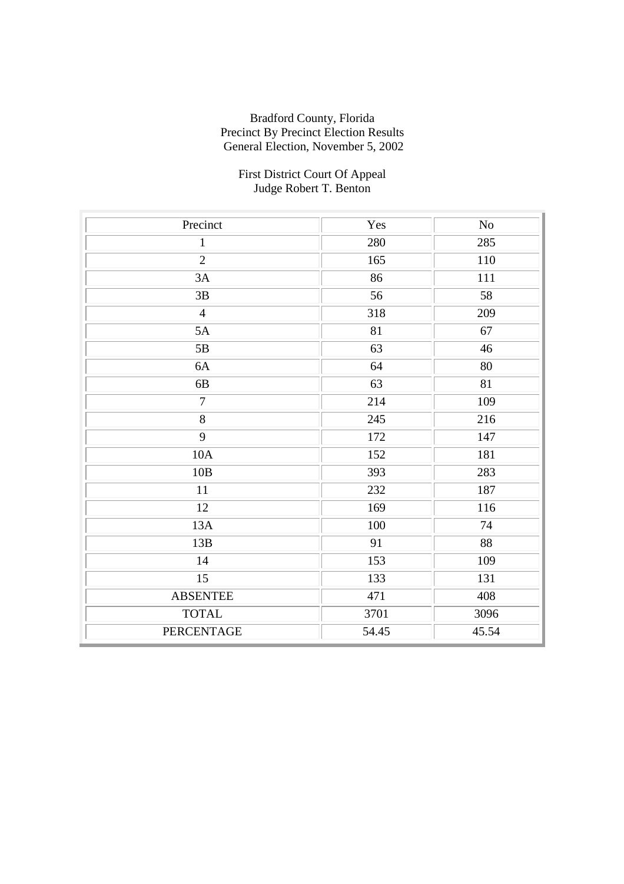Bradford County, Florida
Precinct By Precinct Election Results
General Election, November 5, 2002

First District Court Of Appeal
Judge Robert T. Benton

| Precinct | Yes | No |
|---|---|---|
| 1 | 280 | 285 |
| 2 | 165 | 110 |
| 3A | 86 | 111 |
| 3B | 56 | 58 |
| 4 | 318 | 209 |
| 5A | 81 | 67 |
| 5B | 63 | 46 |
| 6A | 64 | 80 |
| 6B | 63 | 81 |
| 7 | 214 | 109 |
| 8 | 245 | 216 |
| 9 | 172 | 147 |
| 10A | 152 | 181 |
| 10B | 393 | 283 |
| 11 | 232 | 187 |
| 12 | 169 | 116 |
| 13A | 100 | 74 |
| 13B | 91 | 88 |
| 14 | 153 | 109 |
| 15 | 133 | 131 |
| ABSENTEE | 471 | 408 |
| TOTAL | 3701 | 3096 |
| PERCENTAGE | 54.45 | 45.54 |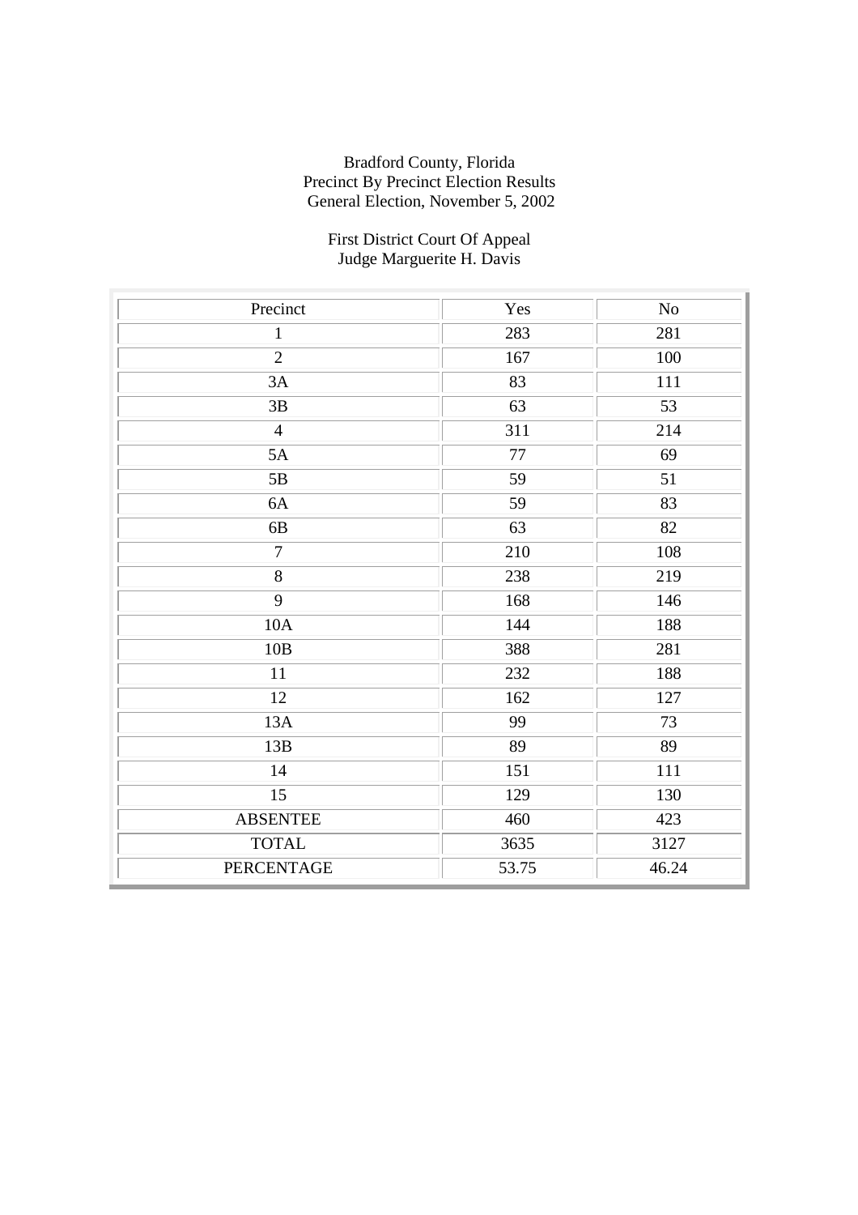Bradford County, Florida
Precinct By Precinct Election Results
General Election, November 5, 2002

First District Court Of Appeal
Judge Marguerite H. Davis

| Precinct | Yes | No |
|---|---|---|
| 1 | 283 | 281 |
| 2 | 167 | 100 |
| 3A | 83 | 111 |
| 3B | 63 | 53 |
| 4 | 311 | 214 |
| 5A | 77 | 69 |
| 5B | 59 | 51 |
| 6A | 59 | 83 |
| 6B | 63 | 82 |
| 7 | 210 | 108 |
| 8 | 238 | 219 |
| 9 | 168 | 146 |
| 10A | 144 | 188 |
| 10B | 388 | 281 |
| 11 | 232 | 188 |
| 12 | 162 | 127 |
| 13A | 99 | 73 |
| 13B | 89 | 89 |
| 14 | 151 | 111 |
| 15 | 129 | 130 |
| ABSENTEE | 460 | 423 |
| TOTAL | 3635 | 3127 |
| PERCENTAGE | 53.75 | 46.24 |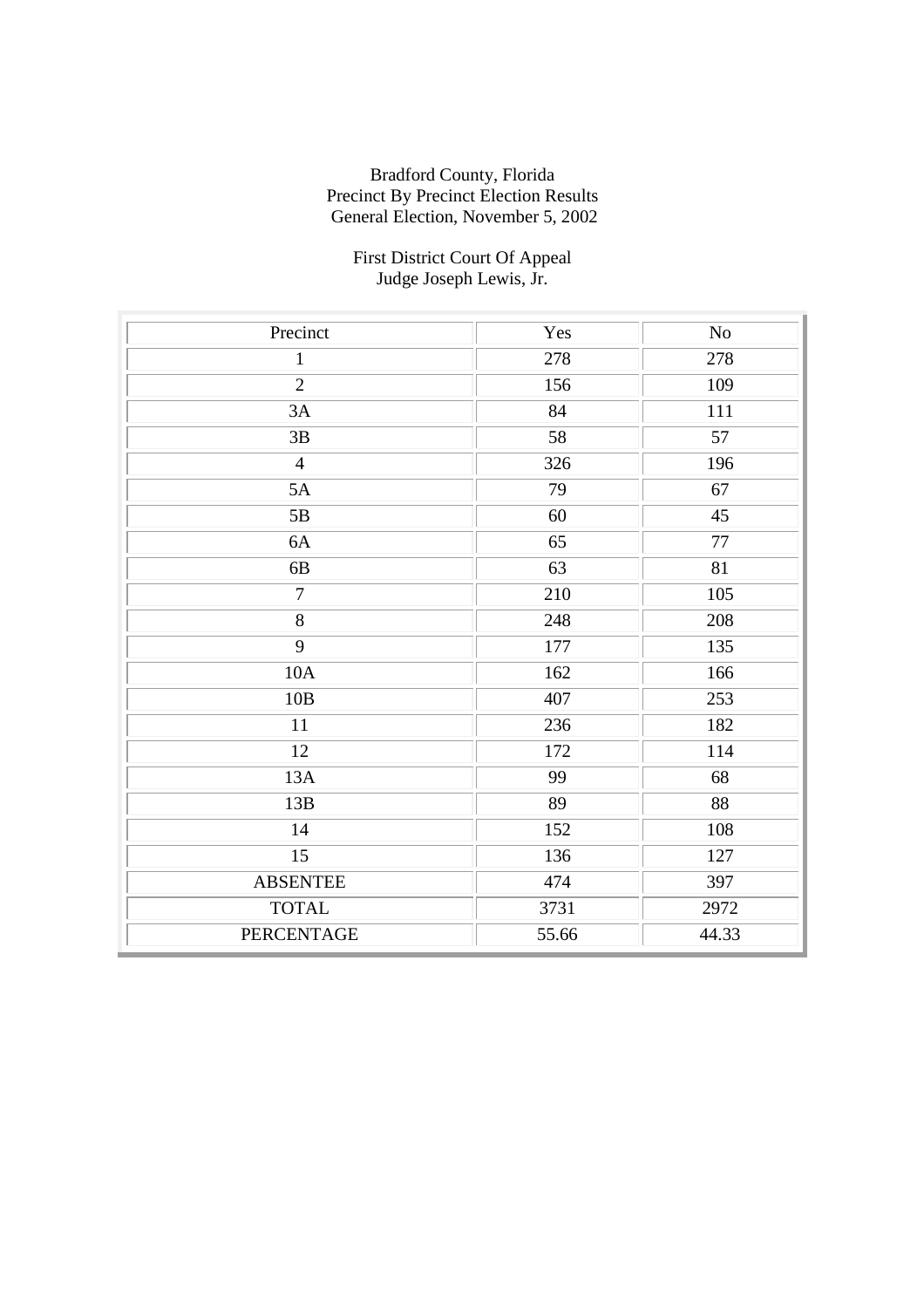Bradford County, Florida
Precinct By Precinct Election Results
General Election, November 5, 2002

First District Court Of Appeal
Judge Joseph Lewis, Jr.

| Precinct | Yes | No |
|---|---|---|
| 1 | 278 | 278 |
| 2 | 156 | 109 |
| 3A | 84 | 111 |
| 3B | 58 | 57 |
| 4 | 326 | 196 |
| 5A | 79 | 67 |
| 5B | 60 | 45 |
| 6A | 65 | 77 |
| 6B | 63 | 81 |
| 7 | 210 | 105 |
| 8 | 248 | 208 |
| 9 | 177 | 135 |
| 10A | 162 | 166 |
| 10B | 407 | 253 |
| 11 | 236 | 182 |
| 12 | 172 | 114 |
| 13A | 99 | 68 |
| 13B | 89 | 88 |
| 14 | 152 | 108 |
| 15 | 136 | 127 |
| ABSENTEE | 474 | 397 |
| TOTAL | 3731 | 2972 |
| PERCENTAGE | 55.66 | 44.33 |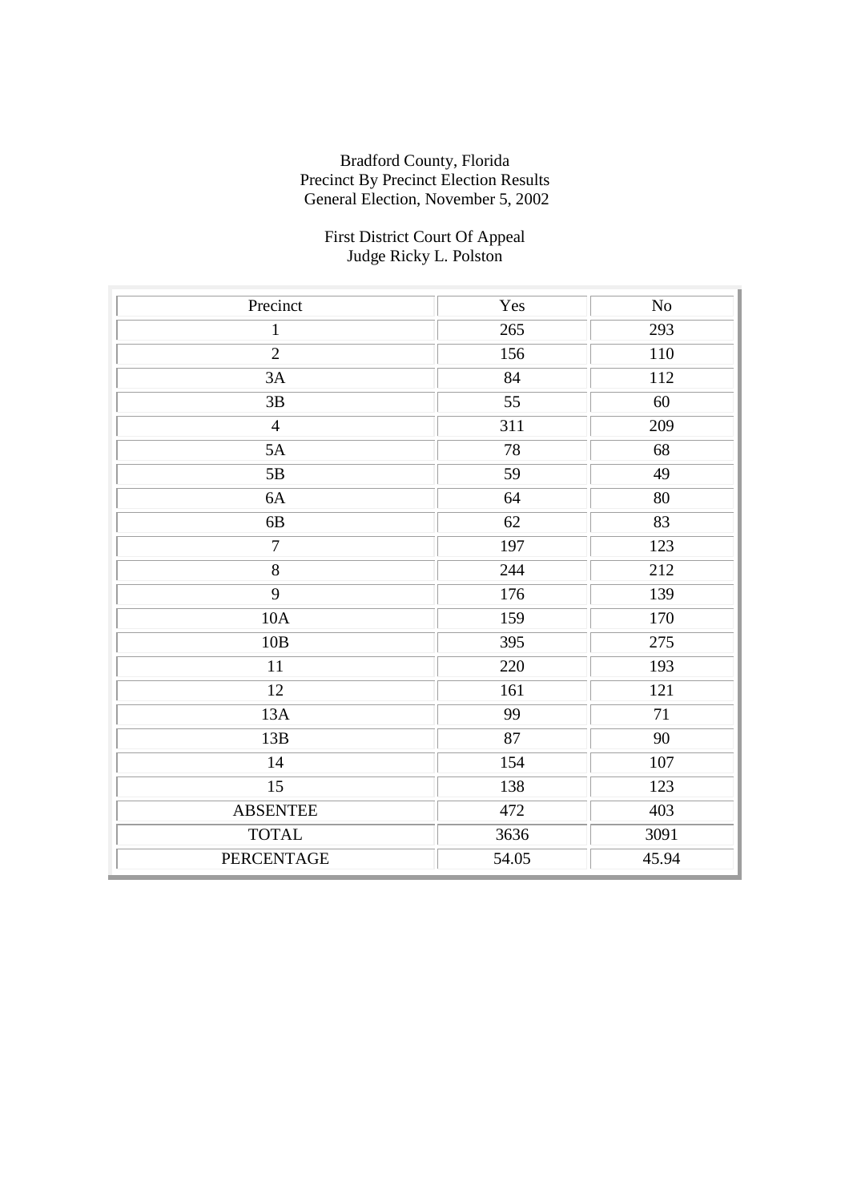Bradford County, Florida
Precinct By Precinct Election Results
General Election, November 5, 2002

First District Court Of Appeal
Judge Ricky L. Polston

| Precinct | Yes | No |
|---|---|---|
| 1 | 265 | 293 |
| 2 | 156 | 110 |
| 3A | 84 | 112 |
| 3B | 55 | 60 |
| 4 | 311 | 209 |
| 5A | 78 | 68 |
| 5B | 59 | 49 |
| 6A | 64 | 80 |
| 6B | 62 | 83 |
| 7 | 197 | 123 |
| 8 | 244 | 212 |
| 9 | 176 | 139 |
| 10A | 159 | 170 |
| 10B | 395 | 275 |
| 11 | 220 | 193 |
| 12 | 161 | 121 |
| 13A | 99 | 71 |
| 13B | 87 | 90 |
| 14 | 154 | 107 |
| 15 | 138 | 123 |
| ABSENTEE | 472 | 403 |
| TOTAL | 3636 | 3091 |
| PERCENTAGE | 54.05 | 45.94 |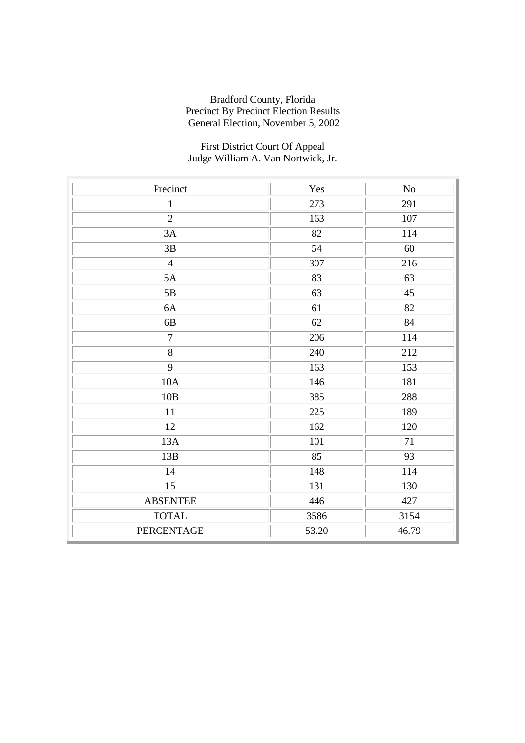Bradford County, Florida
Precinct By Precinct Election Results
General Election, November 5, 2002

First District Court Of Appeal
Judge William A. Van Nortwick, Jr.

| Precinct | Yes | No |
|---|---|---|
| 1 | 273 | 291 |
| 2 | 163 | 107 |
| 3A | 82 | 114 |
| 3B | 54 | 60 |
| 4 | 307 | 216 |
| 5A | 83 | 63 |
| 5B | 63 | 45 |
| 6A | 61 | 82 |
| 6B | 62 | 84 |
| 7 | 206 | 114 |
| 8 | 240 | 212 |
| 9 | 163 | 153 |
| 10A | 146 | 181 |
| 10B | 385 | 288 |
| 11 | 225 | 189 |
| 12 | 162 | 120 |
| 13A | 101 | 71 |
| 13B | 85 | 93 |
| 14 | 148 | 114 |
| 15 | 131 | 130 |
| ABSENTEE | 446 | 427 |
| TOTAL | 3586 | 3154 |
| PERCENTAGE | 53.20 | 46.79 |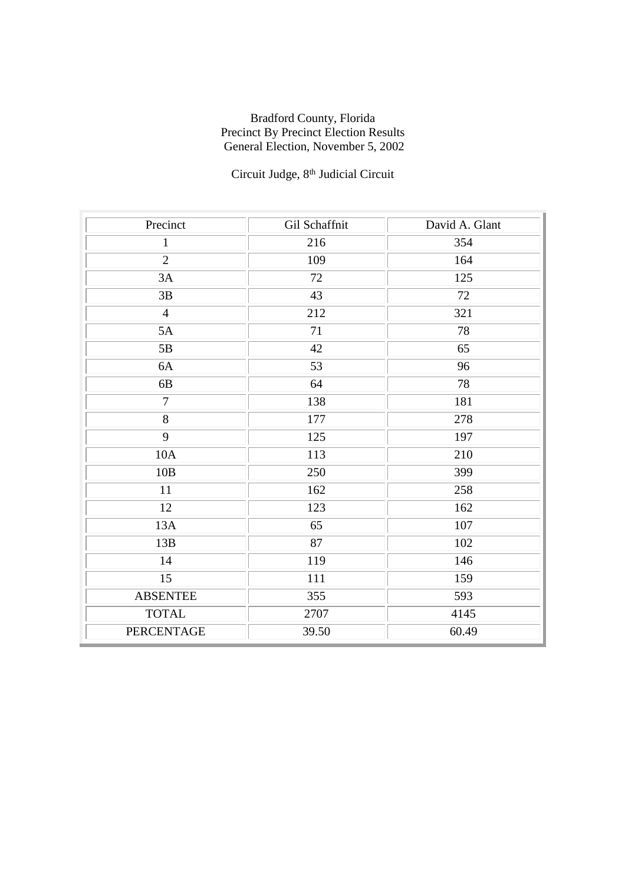Bradford County, Florida
Precinct By Precinct Election Results
General Election, November 5, 2002

Circuit Judge, 8th Judicial Circuit

| Precinct | Gil Schaffnit | David A. Glant |
| --- | --- | --- |
| 1 | 216 | 354 |
| 2 | 109 | 164 |
| 3A | 72 | 125 |
| 3B | 43 | 72 |
| 4 | 212 | 321 |
| 5A | 71 | 78 |
| 5B | 42 | 65 |
| 6A | 53 | 96 |
| 6B | 64 | 78 |
| 7 | 138 | 181 |
| 8 | 177 | 278 |
| 9 | 125 | 197 |
| 10A | 113 | 210 |
| 10B | 250 | 399 |
| 11 | 162 | 258 |
| 12 | 123 | 162 |
| 13A | 65 | 107 |
| 13B | 87 | 102 |
| 14 | 119 | 146 |
| 15 | 111 | 159 |
| ABSENTEE | 355 | 593 |
| TOTAL | 2707 | 4145 |
| PERCENTAGE | 39.50 | 60.49 |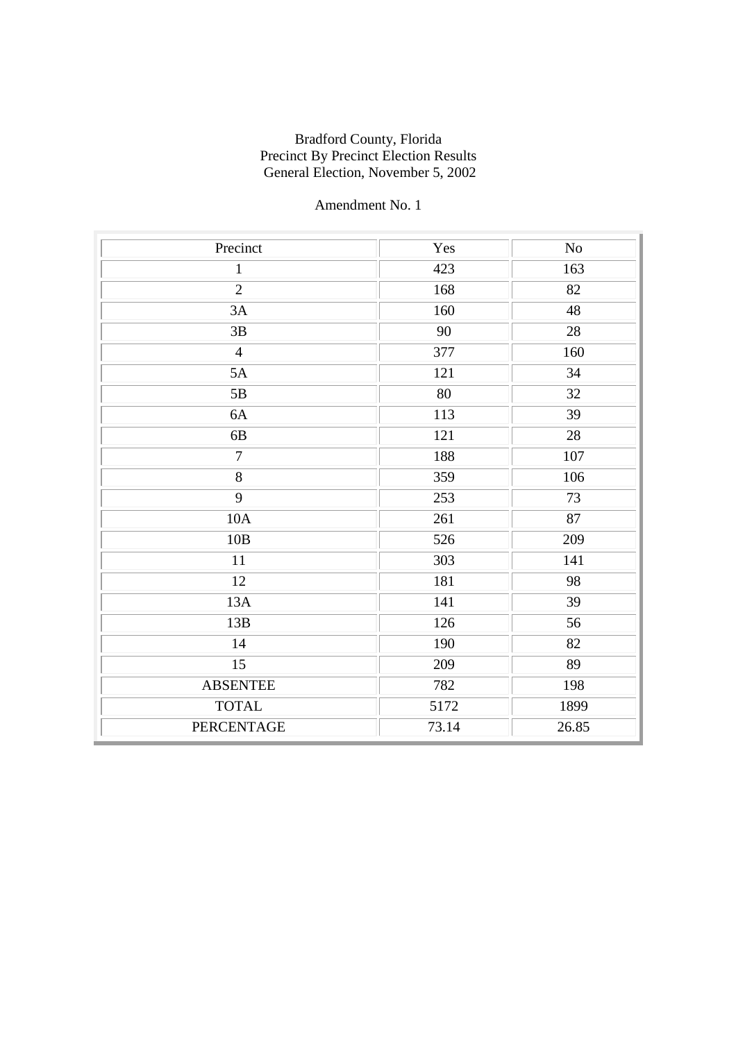Bradford County, Florida
Precinct By Precinct Election Results
General Election, November 5, 2002

Amendment No. 1

| Precinct | Yes | No |
|---|---|---|
| 1 | 423 | 163 |
| 2 | 168 | 82 |
| 3A | 160 | 48 |
| 3B | 90 | 28 |
| 4 | 377 | 160 |
| 5A | 121 | 34 |
| 5B | 80 | 32 |
| 6A | 113 | 39 |
| 6B | 121 | 28 |
| 7 | 188 | 107 |
| 8 | 359 | 106 |
| 9 | 253 | 73 |
| 10A | 261 | 87 |
| 10B | 526 | 209 |
| 11 | 303 | 141 |
| 12 | 181 | 98 |
| 13A | 141 | 39 |
| 13B | 126 | 56 |
| 14 | 190 | 82 |
| 15 | 209 | 89 |
| ABSENTEE | 782 | 198 |
| TOTAL | 5172 | 1899 |
| PERCENTAGE | 73.14 | 26.85 |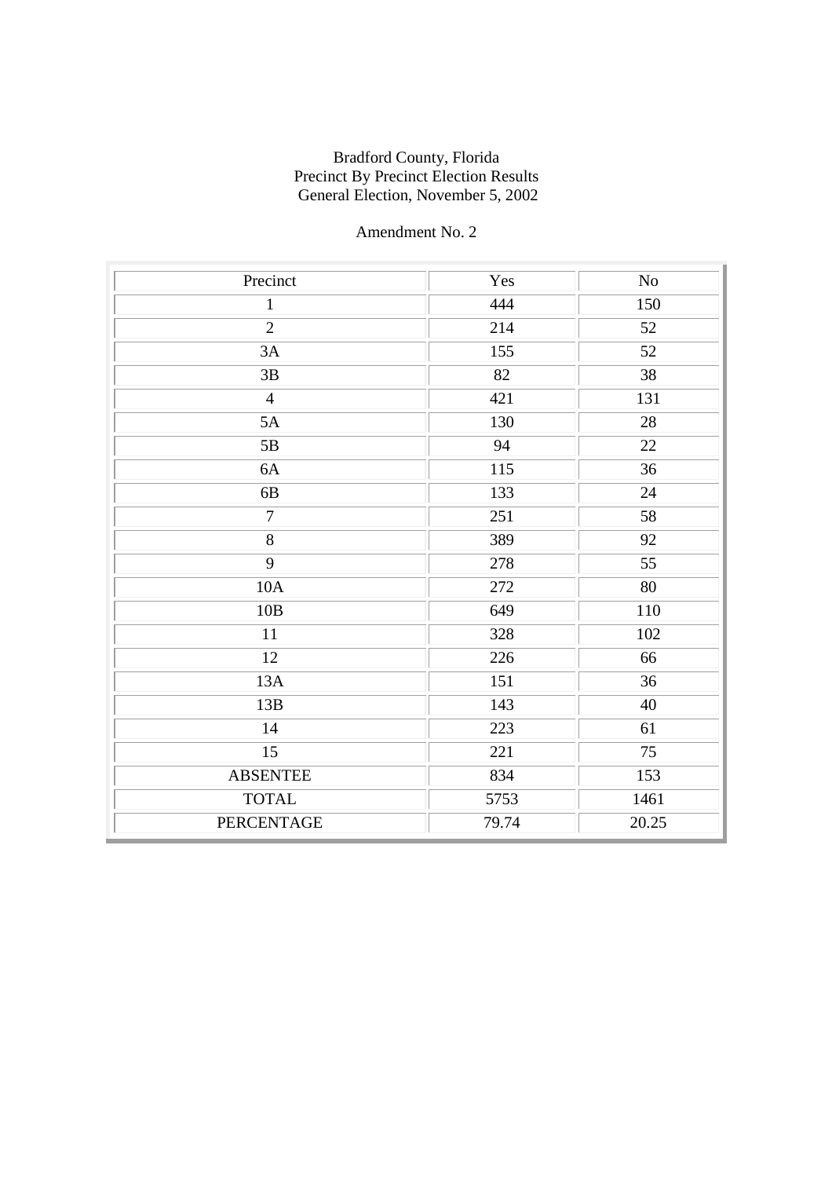Bradford County, Florida
Precinct By Precinct Election Results
General Election, November 5, 2002

Amendment No. 2

| Precinct | Yes | No |
|---|---|---|
| 1 | 444 | 150 |
| 2 | 214 | 52 |
| 3A | 155 | 52 |
| 3B | 82 | 38 |
| 4 | 421 | 131 |
| 5A | 130 | 28 |
| 5B | 94 | 22 |
| 6A | 115 | 36 |
| 6B | 133 | 24 |
| 7 | 251 | 58 |
| 8 | 389 | 92 |
| 9 | 278 | 55 |
| 10A | 272 | 80 |
| 10B | 649 | 110 |
| 11 | 328 | 102 |
| 12 | 226 | 66 |
| 13A | 151 | 36 |
| 13B | 143 | 40 |
| 14 | 223 | 61 |
| 15 | 221 | 75 |
| ABSENTEE | 834 | 153 |
| TOTAL | 5753 | 1461 |
| PERCENTAGE | 79.74 | 20.25 |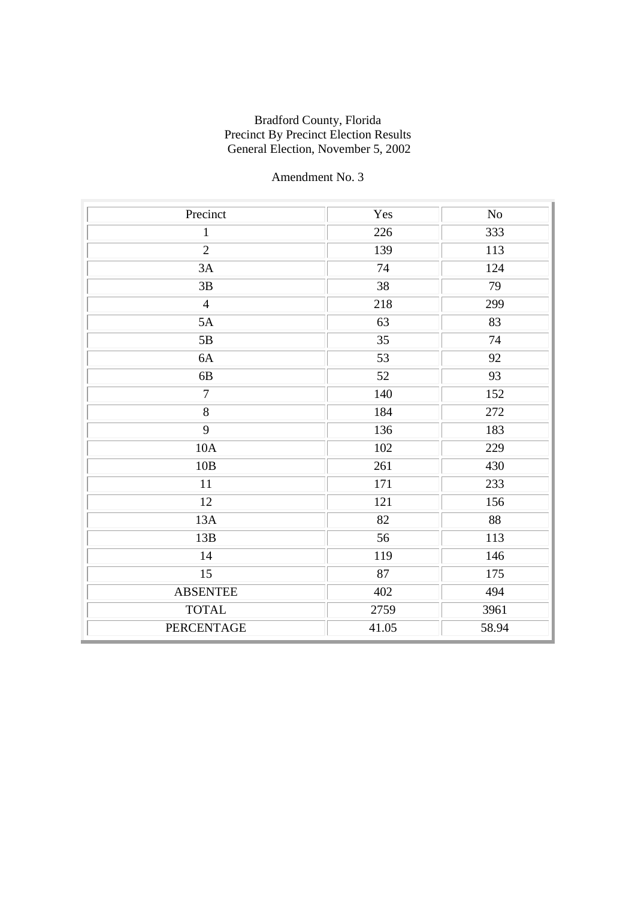Bradford County, Florida
Precinct By Precinct Election Results
General Election, November 5, 2002

Amendment No. 3

| Precinct | Yes | No |
|---|---|---|
| 1 | 226 | 333 |
| 2 | 139 | 113 |
| 3A | 74 | 124 |
| 3B | 38 | 79 |
| 4 | 218 | 299 |
| 5A | 63 | 83 |
| 5B | 35 | 74 |
| 6A | 53 | 92 |
| 6B | 52 | 93 |
| 7 | 140 | 152 |
| 8 | 184 | 272 |
| 9 | 136 | 183 |
| 10A | 102 | 229 |
| 10B | 261 | 430 |
| 11 | 171 | 233 |
| 12 | 121 | 156 |
| 13A | 82 | 88 |
| 13B | 56 | 113 |
| 14 | 119 | 146 |
| 15 | 87 | 175 |
| ABSENTEE | 402 | 494 |
| TOTAL | 2759 | 3961 |
| PERCENTAGE | 41.05 | 58.94 |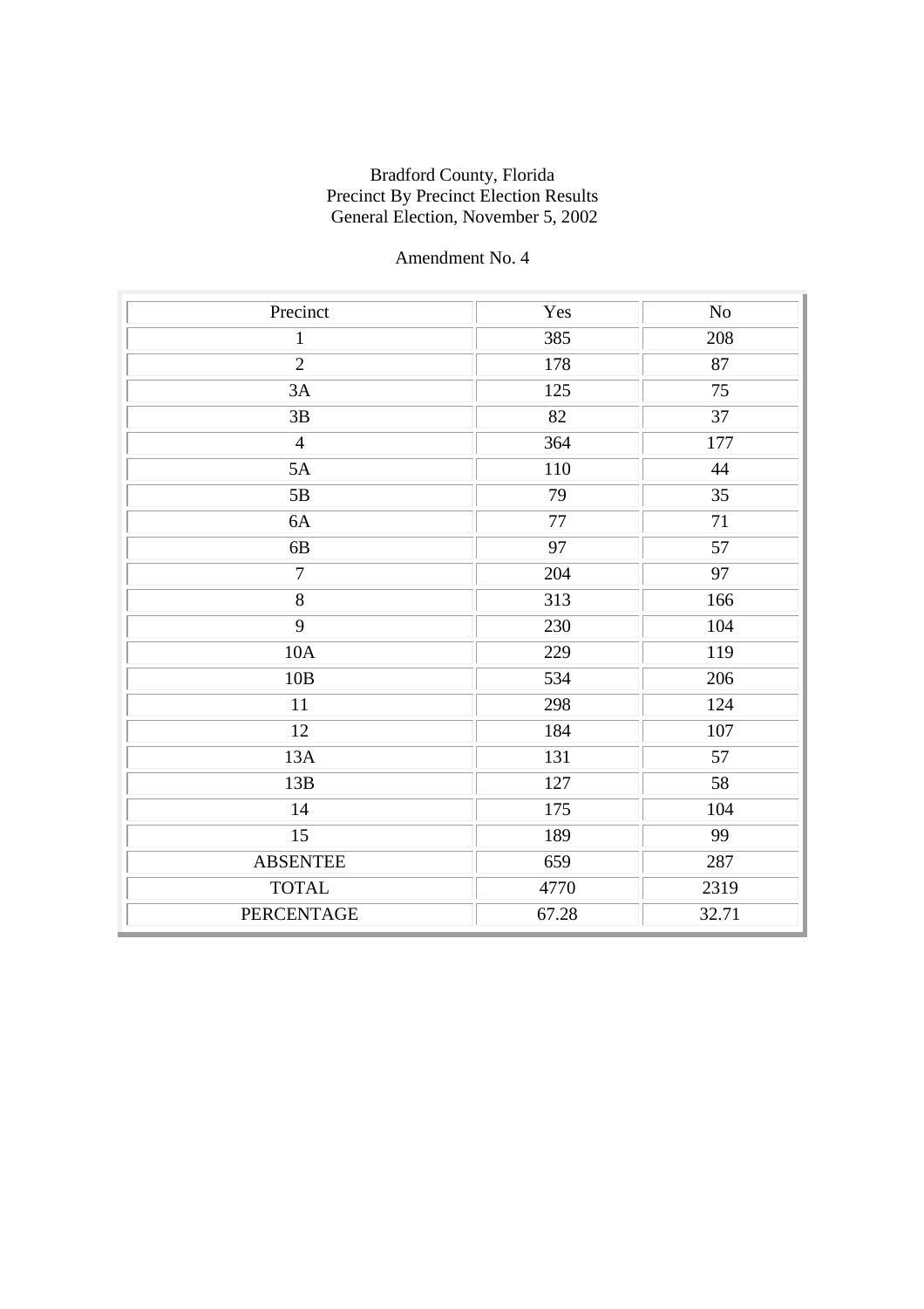Bradford County, Florida
Precinct By Precinct Election Results
General Election, November 5, 2002

Amendment No. 4

| Precinct | Yes | No |
|---|---|---|
| 1 | 385 | 208 |
| 2 | 178 | 87 |
| 3A | 125 | 75 |
| 3B | 82 | 37 |
| 4 | 364 | 177 |
| 5A | 110 | 44 |
| 5B | 79 | 35 |
| 6A | 77 | 71 |
| 6B | 97 | 57 |
| 7 | 204 | 97 |
| 8 | 313 | 166 |
| 9 | 230 | 104 |
| 10A | 229 | 119 |
| 10B | 534 | 206 |
| 11 | 298 | 124 |
| 12 | 184 | 107 |
| 13A | 131 | 57 |
| 13B | 127 | 58 |
| 14 | 175 | 104 |
| 15 | 189 | 99 |
| ABSENTEE | 659 | 287 |
| TOTAL | 4770 | 2319 |
| PERCENTAGE | 67.28 | 32.71 |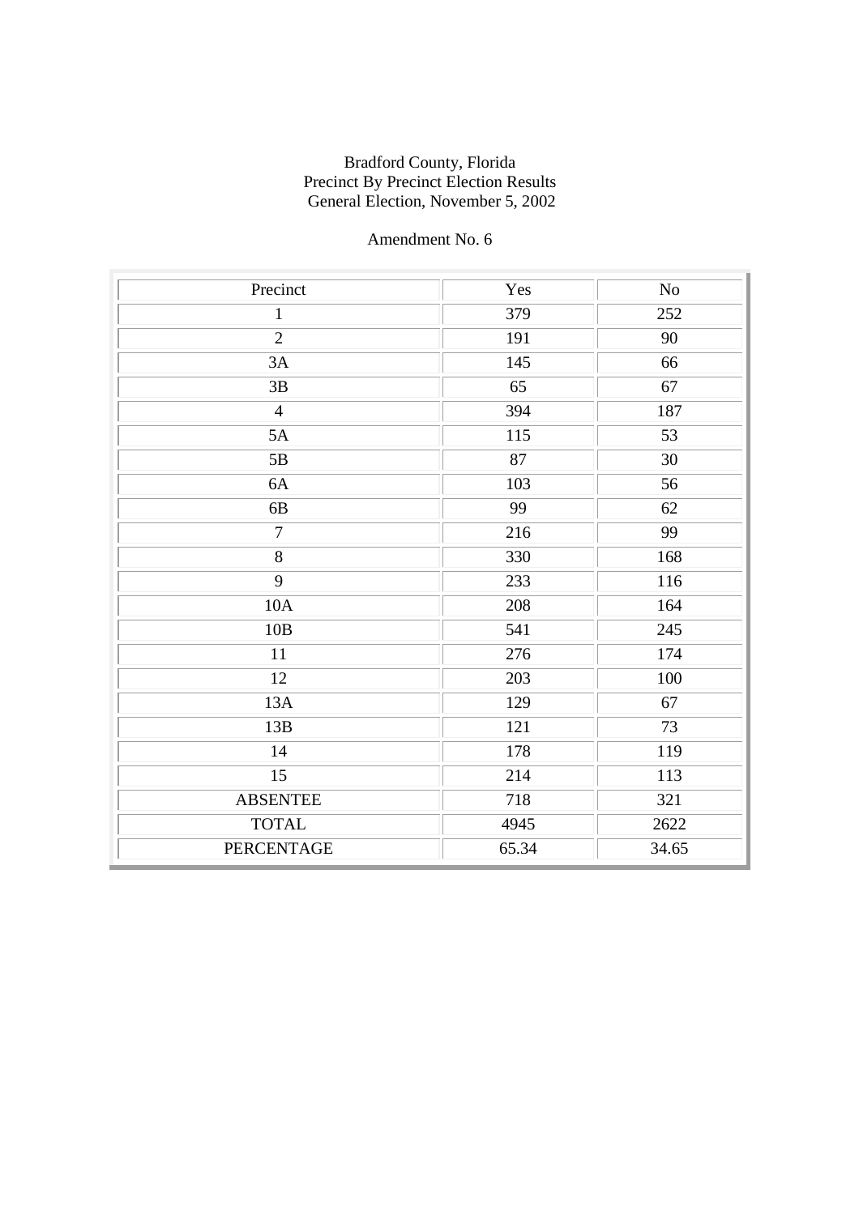Bradford County, Florida
Precinct By Precinct Election Results
General Election, November 5, 2002

Amendment No. 6

| Precinct | Yes | No |
| --- | --- | --- |
| 1 | 379 | 252 |
| 2 | 191 | 90 |
| 3A | 145 | 66 |
| 3B | 65 | 67 |
| 4 | 394 | 187 |
| 5A | 115 | 53 |
| 5B | 87 | 30 |
| 6A | 103 | 56 |
| 6B | 99 | 62 |
| 7 | 216 | 99 |
| 8 | 330 | 168 |
| 9 | 233 | 116 |
| 10A | 208 | 164 |
| 10B | 541 | 245 |
| 11 | 276 | 174 |
| 12 | 203 | 100 |
| 13A | 129 | 67 |
| 13B | 121 | 73 |
| 14 | 178 | 119 |
| 15 | 214 | 113 |
| ABSENTEE | 718 | 321 |
| TOTAL | 4945 | 2622 |
| PERCENTAGE | 65.34 | 34.65 |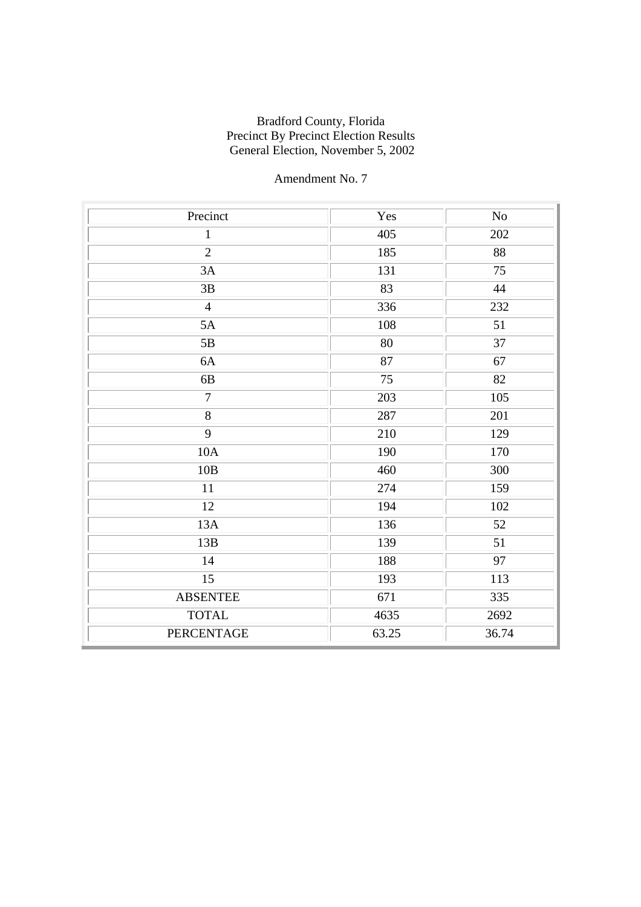Bradford County, Florida
Precinct By Precinct Election Results
General Election, November 5, 2002

Amendment No. 7

| Precinct | Yes | No |
|---|---|---|
| 1 | 405 | 202 |
| 2 | 185 | 88 |
| 3A | 131 | 75 |
| 3B | 83 | 44 |
| 4 | 336 | 232 |
| 5A | 108 | 51 |
| 5B | 80 | 37 |
| 6A | 87 | 67 |
| 6B | 75 | 82 |
| 7 | 203 | 105 |
| 8 | 287 | 201 |
| 9 | 210 | 129 |
| 10A | 190 | 170 |
| 10B | 460 | 300 |
| 11 | 274 | 159 |
| 12 | 194 | 102 |
| 13A | 136 | 52 |
| 13B | 139 | 51 |
| 14 | 188 | 97 |
| 15 | 193 | 113 |
| ABSENTEE | 671 | 335 |
| TOTAL | 4635 | 2692 |
| PERCENTAGE | 63.25 | 36.74 |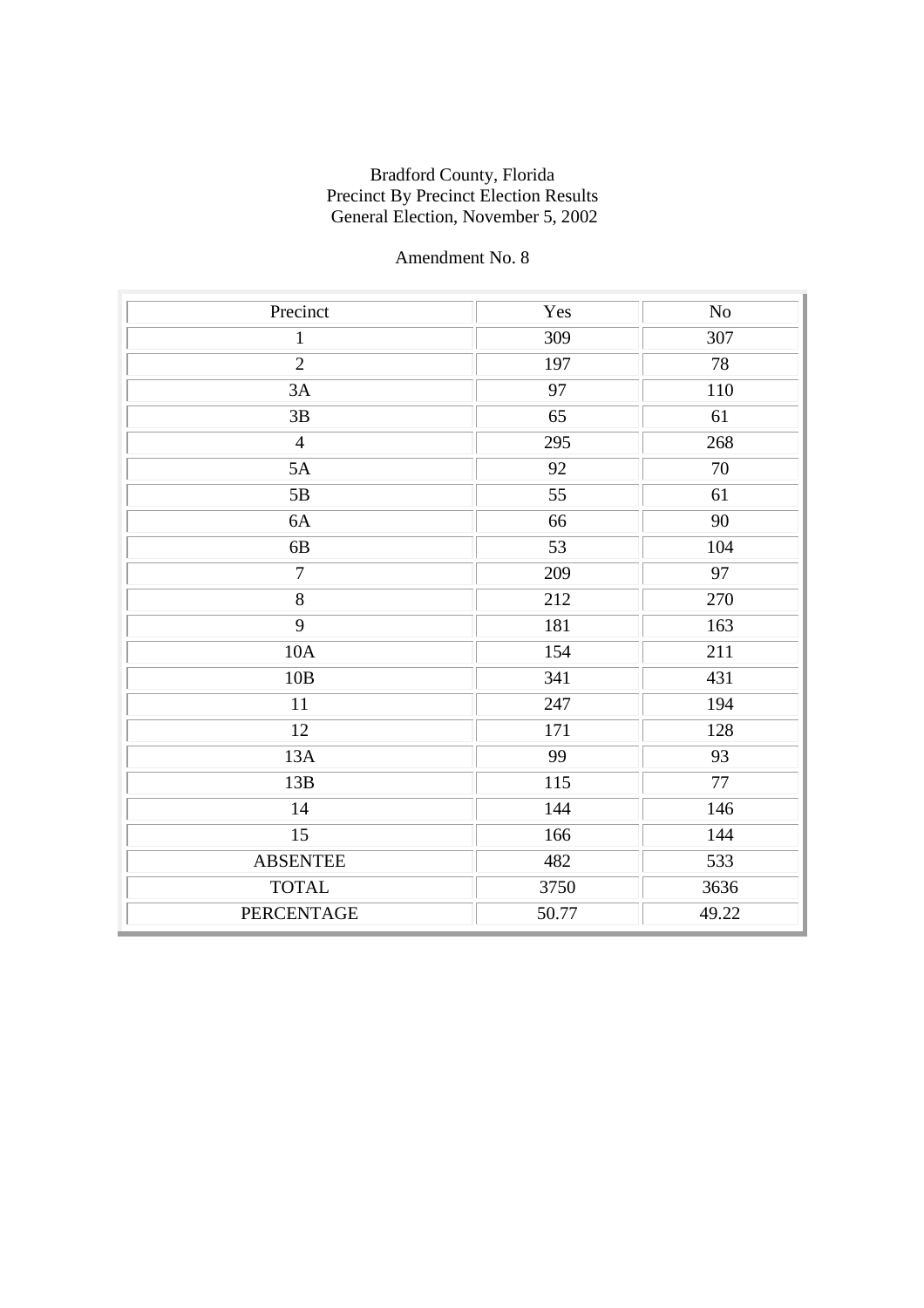Bradford County, Florida
Precinct By Precinct Election Results
General Election, November 5, 2002

Amendment No. 8

| Precinct | Yes | No |
|---|---|---|
| 1 | 309 | 307 |
| 2 | 197 | 78 |
| 3A | 97 | 110 |
| 3B | 65 | 61 |
| 4 | 295 | 268 |
| 5A | 92 | 70 |
| 5B | 55 | 61 |
| 6A | 66 | 90 |
| 6B | 53 | 104 |
| 7 | 209 | 97 |
| 8 | 212 | 270 |
| 9 | 181 | 163 |
| 10A | 154 | 211 |
| 10B | 341 | 431 |
| 11 | 247 | 194 |
| 12 | 171 | 128 |
| 13A | 99 | 93 |
| 13B | 115 | 77 |
| 14 | 144 | 146 |
| 15 | 166 | 144 |
| ABSENTEE | 482 | 533 |
| TOTAL | 3750 | 3636 |
| PERCENTAGE | 50.77 | 49.22 |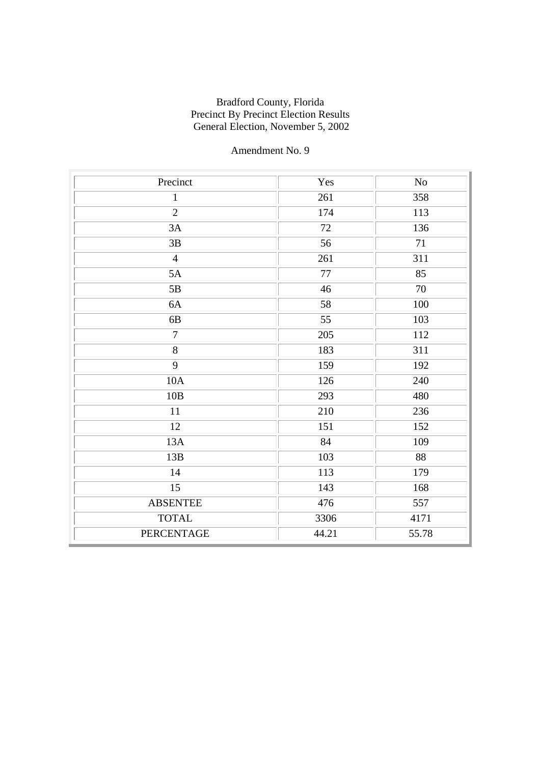Bradford County, Florida
Precinct By Precinct Election Results
General Election, November 5, 2002

Amendment No. 9

| Precinct | Yes | No |
|---|---|---|
| 1 | 261 | 358 |
| 2 | 174 | 113 |
| 3A | 72 | 136 |
| 3B | 56 | 71 |
| 4 | 261 | 311 |
| 5A | 77 | 85 |
| 5B | 46 | 70 |
| 6A | 58 | 100 |
| 6B | 55 | 103 |
| 7 | 205 | 112 |
| 8 | 183 | 311 |
| 9 | 159 | 192 |
| 10A | 126 | 240 |
| 10B | 293 | 480 |
| 11 | 210 | 236 |
| 12 | 151 | 152 |
| 13A | 84 | 109 |
| 13B | 103 | 88 |
| 14 | 113 | 179 |
| 15 | 143 | 168 |
| ABSENTEE | 476 | 557 |
| TOTAL | 3306 | 4171 |
| PERCENTAGE | 44.21 | 55.78 |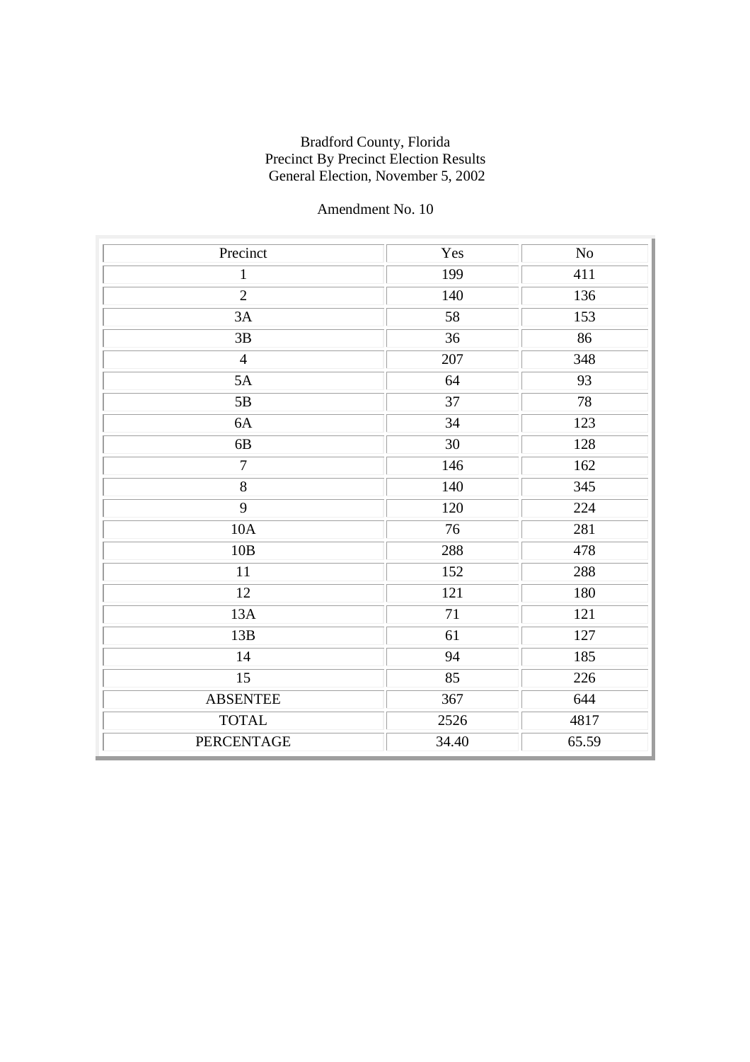Bradford County, Florida
Precinct By Precinct Election Results
General Election, November 5, 2002

Amendment No. 10

| Precinct | Yes | No |
|---|---|---|
| 1 | 199 | 411 |
| 2 | 140 | 136 |
| 3A | 58 | 153 |
| 3B | 36 | 86 |
| 4 | 207 | 348 |
| 5A | 64 | 93 |
| 5B | 37 | 78 |
| 6A | 34 | 123 |
| 6B | 30 | 128 |
| 7 | 146 | 162 |
| 8 | 140 | 345 |
| 9 | 120 | 224 |
| 10A | 76 | 281 |
| 10B | 288 | 478 |
| 11 | 152 | 288 |
| 12 | 121 | 180 |
| 13A | 71 | 121 |
| 13B | 61 | 127 |
| 14 | 94 | 185 |
| 15 | 85 | 226 |
| ABSENTEE | 367 | 644 |
| TOTAL | 2526 | 4817 |
| PERCENTAGE | 34.40 | 65.59 |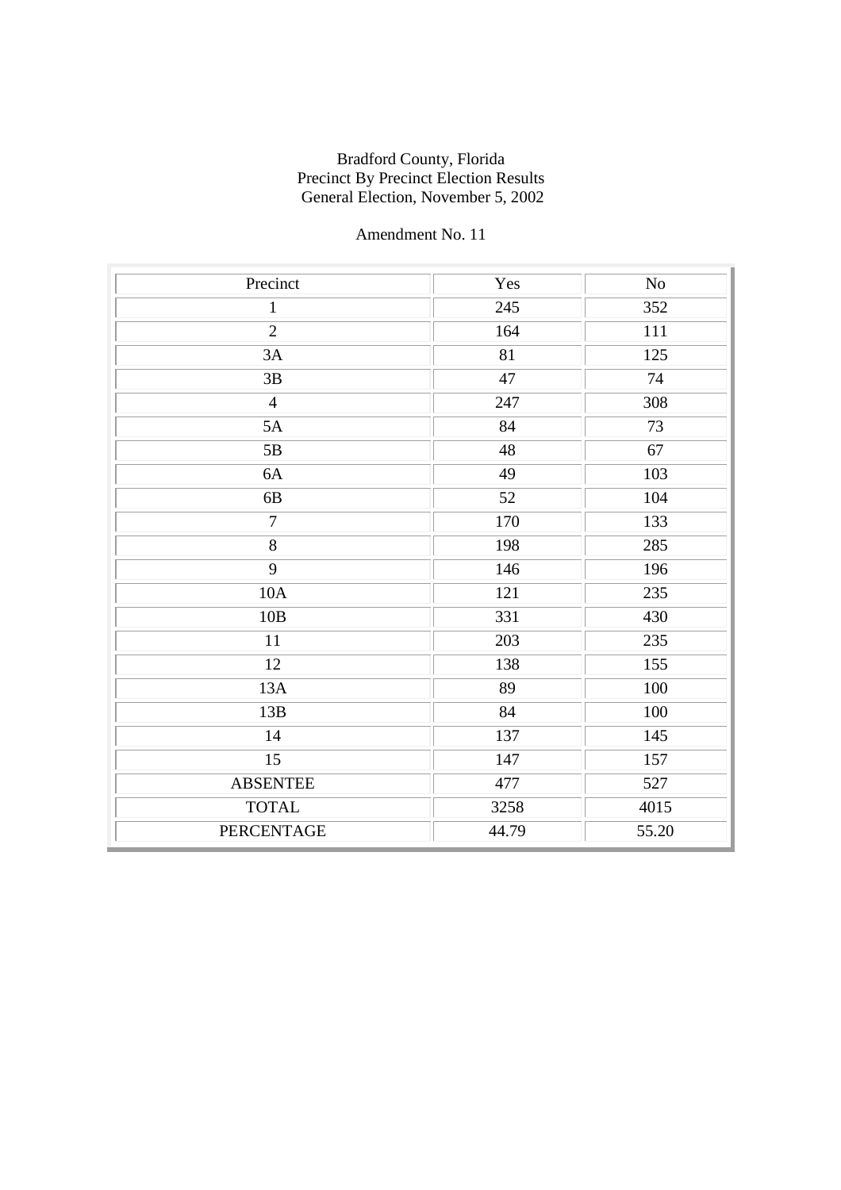Bradford County, Florida
Precinct By Precinct Election Results
General Election, November 5, 2002

Amendment No. 11

| Precinct | Yes | No |
|---|---|---|
| 1 | 245 | 352 |
| 2 | 164 | 111 |
| 3A | 81 | 125 |
| 3B | 47 | 74 |
| 4 | 247 | 308 |
| 5A | 84 | 73 |
| 5B | 48 | 67 |
| 6A | 49 | 103 |
| 6B | 52 | 104 |
| 7 | 170 | 133 |
| 8 | 198 | 285 |
| 9 | 146 | 196 |
| 10A | 121 | 235 |
| 10B | 331 | 430 |
| 11 | 203 | 235 |
| 12 | 138 | 155 |
| 13A | 89 | 100 |
| 13B | 84 | 100 |
| 14 | 137 | 145 |
| 15 | 147 | 157 |
| ABSENTEE | 477 | 527 |
| TOTAL | 3258 | 4015 |
| PERCENTAGE | 44.79 | 55.20 |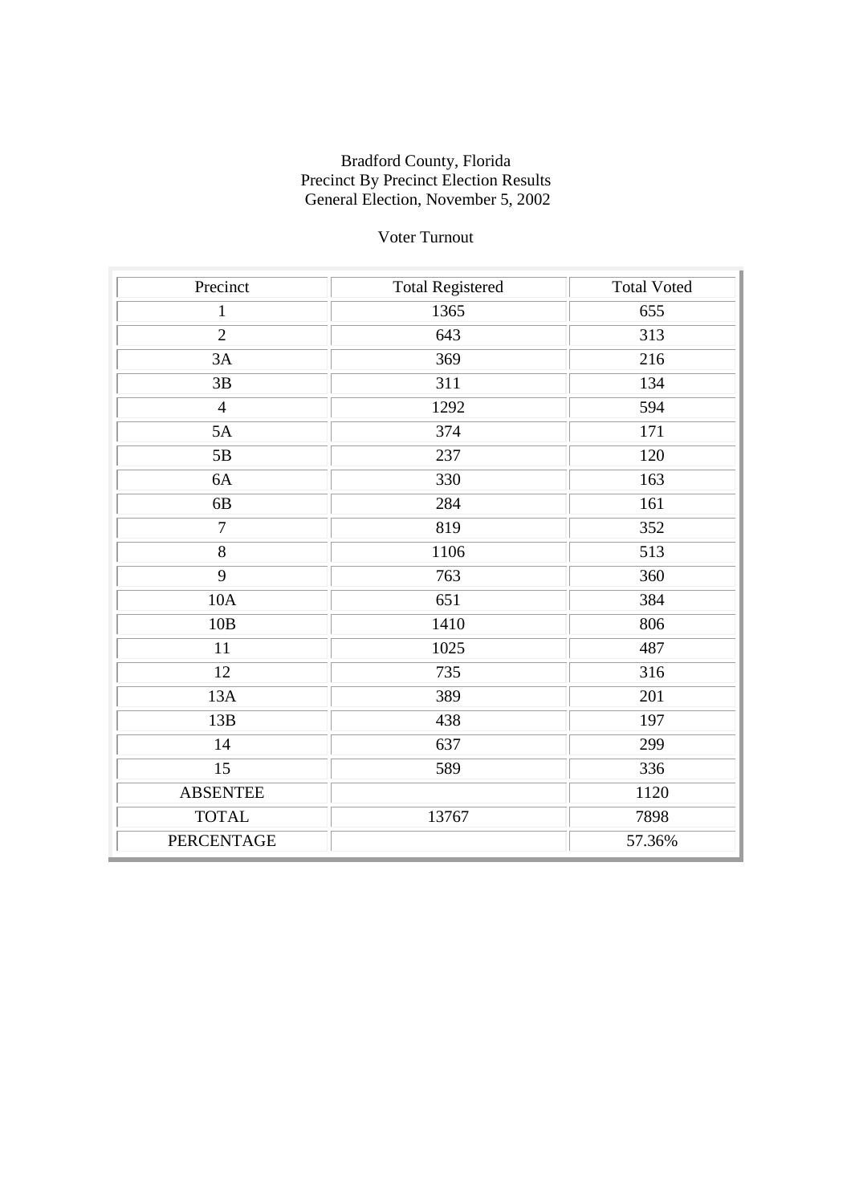Bradford County, Florida
Precinct By Precinct Election Results
General Election, November 5, 2002

Voter Turnout

| Precinct | Total Registered | Total Voted |
|---|---|---|
| 1 | 1365 | 655 |
| 2 | 643 | 313 |
| 3A | 369 | 216 |
| 3B | 311 | 134 |
| 4 | 1292 | 594 |
| 5A | 374 | 171 |
| 5B | 237 | 120 |
| 6A | 330 | 163 |
| 6B | 284 | 161 |
| 7 | 819 | 352 |
| 8 | 1106 | 513 |
| 9 | 763 | 360 |
| 10A | 651 | 384 |
| 10B | 1410 | 806 |
| 11 | 1025 | 487 |
| 12 | 735 | 316 |
| 13A | 389 | 201 |
| 13B | 438 | 197 |
| 14 | 637 | 299 |
| 15 | 589 | 336 |
| ABSENTEE | | 1120 |
| TOTAL | 13767 | 7898 |
| PERCENTAGE | | 57.36% |